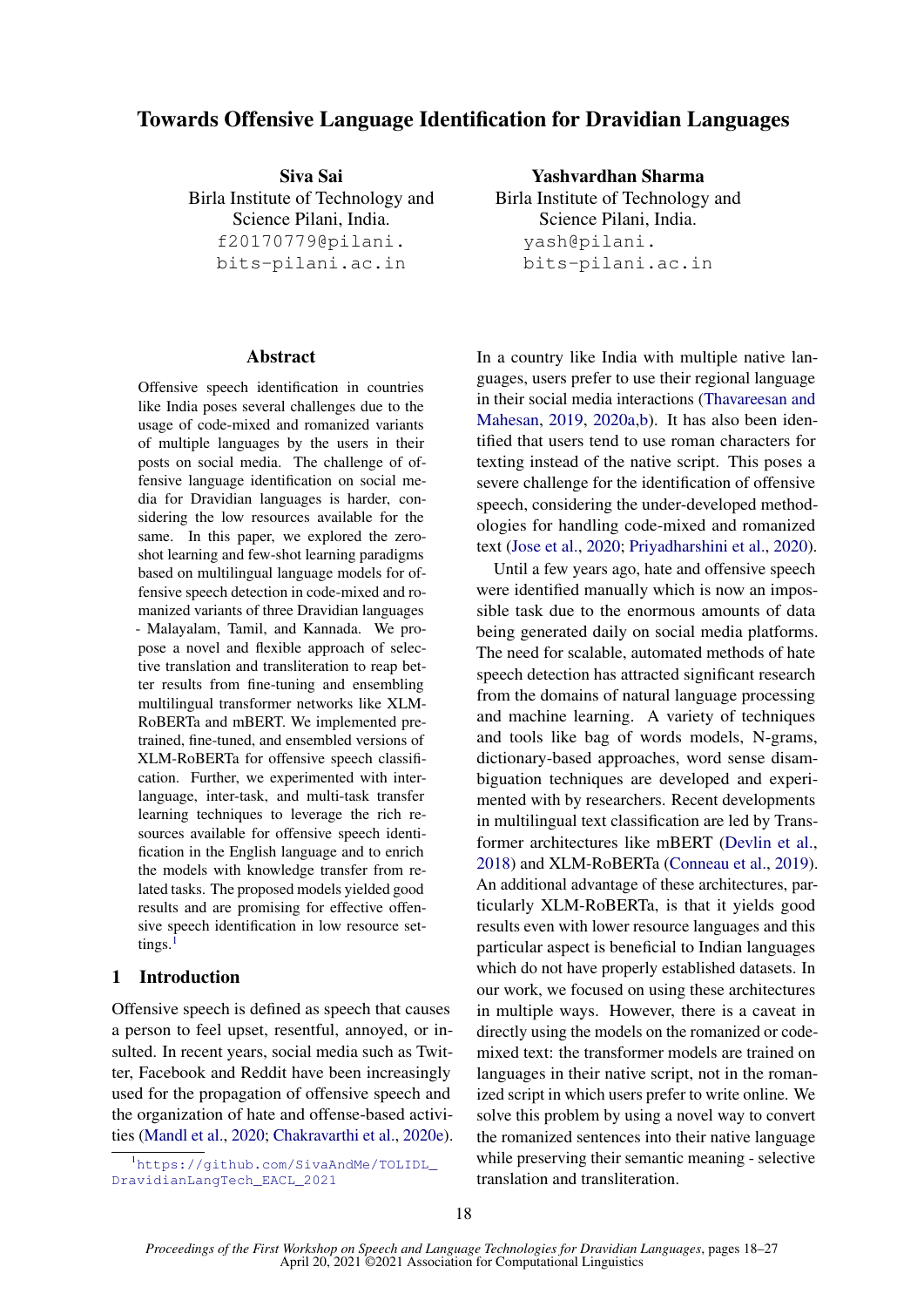# Towards Offensive Language Identification for Dravidian Languages

**Siva Sai**
Birla Institute of Technology and Science Pilani, India.
f20170779@pilani.bits-pilani.ac.in

**Yashvardhan Sharma**
Birla Institute of Technology and Science Pilani, India.
yash@pilani.bits-pilani.ac.in

## Abstract

Offensive speech identification in countries like India poses several challenges due to the usage of code-mixed and romanized variants of multiple languages by the users in their posts on social media. The challenge of offensive language identification on social media for Dravidian languages is harder, considering the low resources available for the same. In this paper, we explored the zero-shot learning and few-shot learning paradigms based on multilingual language models for offensive speech detection in code-mixed and romanized variants of three Dravidian languages - Malayalam, Tamil, and Kannada. We propose a novel and flexible approach of selective translation and transliteration to reap better results from fine-tuning and ensembling multilingual transformer networks like XLM-RoBERTa and mBERT. We implemented pre-trained, fine-tuned, and ensembled versions of XLM-RoBERTa for offensive speech classification. Further, we experimented with inter-language, inter-task, and multi-task transfer learning techniques to leverage the rich resources available for offensive speech identification in the English language and to enrich the models with knowledge transfer from related tasks. The proposed models yielded good results and are promising for effective offensive speech identification in low resource settings.[1]

## 1 Introduction

Offensive speech is defined as speech that causes a person to feel upset, resentful, annoyed, or insulted. In recent years, social media such as Twitter, Facebook and Reddit have been increasingly used for the propagation of offensive speech and the organization of hate and offense-based activities (Mandl et al., 2020; Chakravarthi et al., 2020e).

In a country like India with multiple native languages, users prefer to use their regional language in their social media interactions (Thavareesan and Mahesan, 2019, 2020a,b). It has also been identified that users tend to use roman characters for texting instead of the native script. This poses a severe challenge for the identification of offensive speech, considering the under-developed methodologies for handling code-mixed and romanized text (Jose et al., 2020; Priyadharshini et al., 2020).

Until a few years ago, hate and offensive speech were identified manually which is now an impossible task due to the enormous amounts of data being generated daily on social media platforms. The need for scalable, automated methods of hate speech detection has attracted significant research from the domains of natural language processing and machine learning. A variety of techniques and tools like bag of words models, N-grams, dictionary-based approaches, word sense disambiguation techniques are developed and experimented with by researchers. Recent developments in multilingual text classification are led by Transformer architectures like mBERT (Devlin et al., 2018) and XLM-RoBERTa (Conneau et al., 2019). An additional advantage of these architectures, particularly XLM-RoBERTa, is that it yields good results even with lower resource languages and this particular aspect is beneficial to Indian languages which do not have properly established datasets. In our work, we focused on using these architectures in multiple ways. However, there is a caveat in directly using the models on the romanized or code-mixed text: the transformer models are trained on languages in their native script, not in the romanized script in which users prefer to write online. We solve this problem by using a novel way to convert the romanized sentences into their native language while preserving their semantic meaning - selective translation and transliteration.

[1] https://github.com/SivaAndMe/TOLIDL_DravidianLangTech_EACL_2021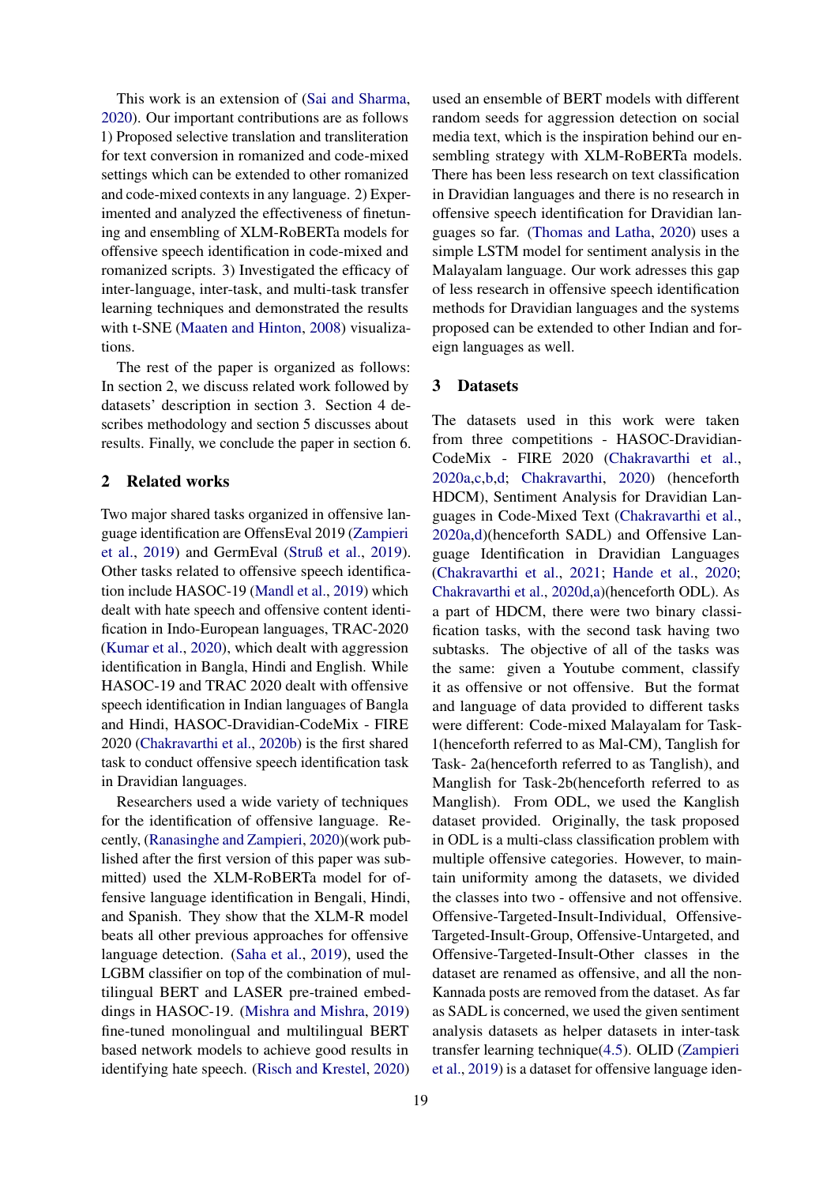This work is an extension of (Sai and Sharma, 2020). Our important contributions are as follows 1) Proposed selective translation and transliteration for text conversion in romanized and code-mixed settings which can be extended to other romanized and code-mixed contexts in any language. 2) Experimented and analyzed the effectiveness of finetuning and ensembling of XLM-RoBERTa models for offensive speech identification in code-mixed and romanized scripts. 3) Investigated the efficacy of inter-language, inter-task, and multi-task transfer learning techniques and demonstrated the results with t-SNE (Maaten and Hinton, 2008) visualizations.

The rest of the paper is organized as follows: In section 2, we discuss related work followed by datasets' description in section 3. Section 4 describes methodology and section 5 discusses about results. Finally, we conclude the paper in section 6.

## 2 Related works

Two major shared tasks organized in offensive language identification are OffensEval 2019 (Zampieri et al., 2019) and GermEval (Struß et al., 2019). Other tasks related to offensive speech identification include HASOC-19 (Mandl et al., 2019) which dealt with hate speech and offensive content identification in Indo-European languages, TRAC-2020 (Kumar et al., 2020), which dealt with aggression identification in Bangla, Hindi and English. While HASOC-19 and TRAC 2020 dealt with offensive speech identification in Indian languages of Bangla and Hindi, HASOC-Dravidian-CodeMix - FIRE 2020 (Chakravarthi et al., 2020b) is the first shared task to conduct offensive speech identification task in Dravidian languages.

Researchers used a wide variety of techniques for the identification of offensive language. Recently, (Ranasinghe and Zampieri, 2020)(work published after the first version of this paper was submitted) used the XLM-RoBERTa model for offensive language identification in Bengali, Hindi, and Spanish. They show that the XLM-R model beats all other previous approaches for offensive language detection. (Saha et al., 2019), used the LGBM classifier on top of the combination of multilingual BERT and LASER pre-trained embeddings in HASOC-19. (Mishra and Mishra, 2019) fine-tuned monolingual and multilingual BERT based network models to achieve good results in identifying hate speech. (Risch and Krestel, 2020) used an ensemble of BERT models with different random seeds for aggression detection on social media text, which is the inspiration behind our ensembling strategy with XLM-RoBERTa models. There has been less research on text classification in Dravidian languages and there is no research in offensive speech identification for Dravidian languages so far. (Thomas and Latha, 2020) uses a simple LSTM model for sentiment analysis in the Malayalam language. Our work adresses this gap of less research in offensive speech identification methods for Dravidian languages and the systems proposed can be extended to other Indian and foreign languages as well.

## 3 Datasets

The datasets used in this work were taken from three competitions - HASOC-Dravidian-CodeMix - FIRE 2020 (Chakravarthi et al., 2020a,c,b,d; Chakravarthi, 2020) (henceforth HDCM), Sentiment Analysis for Dravidian Languages in Code-Mixed Text (Chakravarthi et al., 2020a,d)(henceforth SADL) and Offensive Language Identification in Dravidian Languages (Chakravarthi et al., 2021; Hande et al., 2020; Chakravarthi et al., 2020d,a)(henceforth ODL). As a part of HDCM, there were two binary classification tasks, with the second task having two subtasks. The objective of all of the tasks was the same: given a Youtube comment, classify it as offensive or not offensive. But the format and language of data provided to different tasks were different: Code-mixed Malayalam for Task-1(henceforth referred to as Mal-CM), Tanglish for Task- 2a(henceforth referred to as Tanglish), and Manglish for Task-2b(henceforth referred to as Manglish). From ODL, we used the Kanglish dataset provided. Originally, the task proposed in ODL is a multi-class classification problem with multiple offensive categories. However, to maintain uniformity among the datasets, we divided the classes into two - offensive and not offensive. Offensive-Targeted-Insult-Individual, Offensive-Targeted-Insult-Group, Offensive-Untargeted, and Offensive-Targeted-Insult-Other classes in the dataset are renamed as offensive, and all the non-Kannada posts are removed from the dataset. As far as SADL is concerned, we used the given sentiment analysis datasets as helper datasets in inter-task transfer learning technique(4.5). OLID (Zampieri et al., 2019) is a dataset for offensive language iden-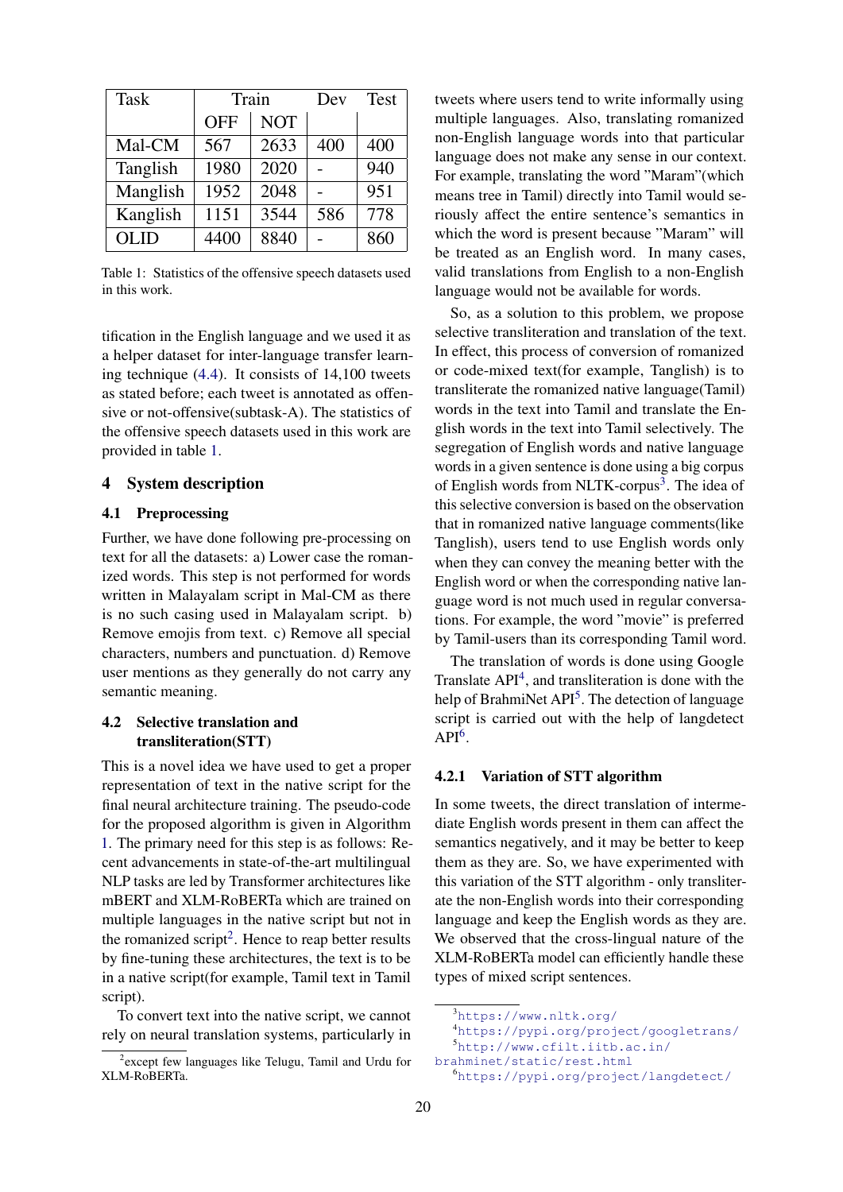| Task | Train | | Dev | Test |
|---|---|---|---|---|
| | OFF | NOT | | |
| Mal-CM | 567 | 2633 | 400 | 400 |
| Tanglish | 1980 | 2020 | - | 940 |
| Manglish | 1952 | 2048 | - | 951 |
| Kanglish | 1151 | 3544 | 586 | 778 |
| OLID | 4400 | 8840 | - | 860 |

Table 1: Statistics of the offensive speech datasets used in this work.

tification in the English language and we used it as a helper dataset for inter-language transfer learning technique (4.4). It consists of 14,100 tweets as stated before; each tweet is annotated as offensive or not-offensive(subtask-A). The statistics of the offensive speech datasets used in this work are provided in table 1.

## 4 System description

### 4.1 Preprocessing

Further, we have done following pre-processing on text for all the datasets: a) Lower case the romanized words. This step is not performed for words written in Malayalam script in Mal-CM as there is no such casing used in Malayalam script. b) Remove emojis from text. c) Remove all special characters, numbers and punctuation. d) Remove user mentions as they generally do not carry any semantic meaning.

### 4.2 Selective translation and transliteration(STT)

This is a novel idea we have used to get a proper representation of text in the native script for the final neural architecture training. The pseudo-code for the proposed algorithm is given in Algorithm 1. The primary need for this step is as follows: Recent advancements in state-of-the-art multilingual NLP tasks are led by Transformer architectures like mBERT and XLM-RoBERTa which are trained on multiple languages in the native script but not in the romanized script[2]. Hence to reap better results by fine-tuning these architectures, the text is to be in a native script(for example, Tamil text in Tamil script).

To convert text into the native script, we cannot rely on neural translation systems, particularly in tweets where users tend to write informally using multiple languages. Also, translating romanized non-English language words into that particular language does not make any sense in our context. For example, translating the word "Maram"(which means tree in Tamil) directly into Tamil would seriously affect the entire sentence's semantics in which the word is present because "Maram" will be treated as an English word. In many cases, valid translations from English to a non-English language would not be available for words.

So, as a solution to this problem, we propose selective transliteration and translation of the text. In effect, this process of conversion of romanized or code-mixed text(for example, Tanglish) is to transliterate the romanized native language(Tamil) words in the text into Tamil and translate the English words in the text into Tamil selectively. The segregation of English words and native language words in a given sentence is done using a big corpus of English words from NLTK-corpus[3]. The idea of this selective conversion is based on the observation that in romanized native language comments(like Tanglish), users tend to use English words only when they can convey the meaning better with the English word or when the corresponding native language word is not much used in regular conversations. For example, the word "movie" is preferred by Tamil-users than its corresponding Tamil word.

The translation of words is done using Google Translate API[4], and transliteration is done with the help of BrahmiNet API[5]. The detection of language script is carried out with the help of langdetect API[6].

#### 4.2.1 Variation of STT algorithm

In some tweets, the direct translation of intermediate English words present in them can affect the semantics negatively, and it may be better to keep them as they are. So, we have experimented with this variation of the STT algorithm - only transliterate the non-English words into their corresponding language and keep the English words as they are. We observed that the cross-lingual nature of the XLM-RoBERTa model can efficiently handle these types of mixed script sentences.

[2] except few languages like Telugu, Tamil and Urdu for XLM-RoBERTa.

[3] https://www.nltk.org/

[4] https://pypi.org/project/googletrans/

[5] http://www.cfilt.iitb.ac.in/brahminet/static/rest.html

[6] https://pypi.org/project/langdetect/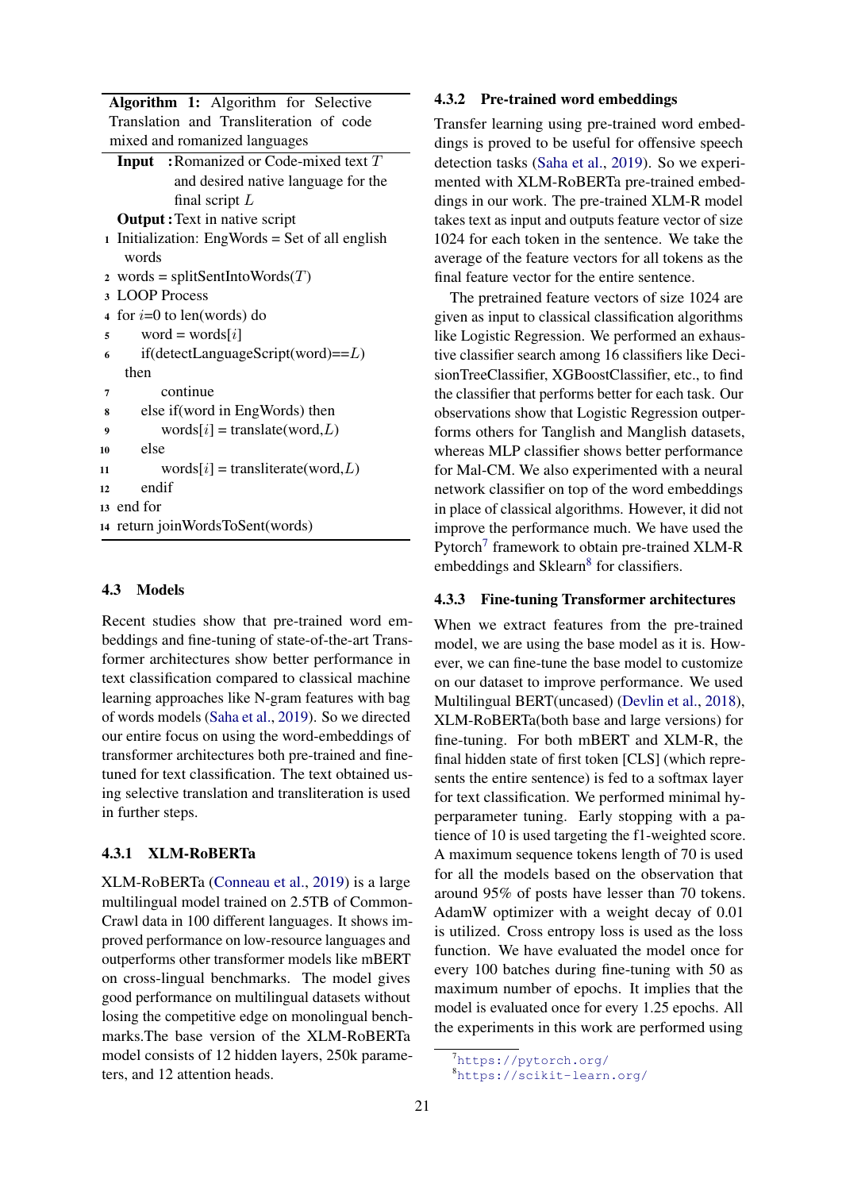**Algorithm 1:** Algorithm for Selective Translation and Transliteration of code mixed and romanized languages

```
Input  : Romanized or Code-mixed text T
         and desired native language for the
         final script L
Output : Text in native script
1  Initialization: EngWords = Set of all english
   words
2  words = splitSentIntoWords(T)
3  LOOP Process
4  for i=0 to len(words) do
5      word = words[i]
6      if(detectLanguageScript(word)==L)
       then
7          continue
8      else if(word in EngWords) then
9          words[i] = translate(word,L)
10     else
11         words[i] = transliterate(word,L)
12     endif
13 end for
14 return joinWordsToSent(words)
```

### 4.3 Models

Recent studies show that pre-trained word embeddings and fine-tuning of state-of-the-art Transformer architectures show better performance in text classification compared to classical machine learning approaches like N-gram features with bag of words models (Saha et al., 2019). So we directed our entire focus on using the word-embeddings of transformer architectures both pre-trained and fine-tuned for text classification. The text obtained using selective translation and transliteration is used in further steps.

#### 4.3.1 XLM-RoBERTa

XLM-RoBERTa (Conneau et al., 2019) is a large multilingual model trained on 2.5TB of CommonCrawl data in 100 different languages. It shows improved performance on low-resource languages and outperforms other transformer models like mBERT on cross-lingual benchmarks. The model gives good performance on multilingual datasets without losing the competitive edge on monolingual benchmarks.The base version of the XLM-RoBERTa model consists of 12 hidden layers, 250k parameters, and 12 attention heads.

#### 4.3.2 Pre-trained word embeddings

Transfer learning using pre-trained word embeddings is proved to be useful for offensive speech detection tasks (Saha et al., 2019). So we experimented with XLM-RoBERTa pre-trained embeddings in our work. The pre-trained XLM-R model takes text as input and outputs feature vector of size 1024 for each token in the sentence. We take the average of the feature vectors for all tokens as the final feature vector for the entire sentence.

The pretrained feature vectors of size 1024 are given as input to classical classification algorithms like Logistic Regression. We performed an exhaustive classifier search among 16 classifiers like DecisionTreeClassifier, XGBoostClassifier, etc., to find the classifier that performs better for each task. Our observations show that Logistic Regression outperforms others for Tanglish and Manglish datasets, whereas MLP classifier shows better performance for Mal-CM. We also experimented with a neural network classifier on top of the word embeddings in place of classical algorithms. However, it did not improve the performance much. We have used the Pytorch[7] framework to obtain pre-trained XLM-R embeddings and Sklearn[8] for classifiers.

#### 4.3.3 Fine-tuning Transformer architectures

When we extract features from the pre-trained model, we are using the base model as it is. However, we can fine-tune the base model to customize on our dataset to improve performance. We used Multilingual BERT(uncased) (Devlin et al., 2018), XLM-RoBERTa(both base and large versions) for fine-tuning. For both mBERT and XLM-R, the final hidden state of first token [CLS] (which represents the entire sentence) is fed to a softmax layer for text classification. We performed minimal hyperparameter tuning. Early stopping with a patience of 10 is used targeting the f1-weighted score. A maximum sequence tokens length of 70 is used for all the models based on the observation that around 95% of posts have lesser than 70 tokens. AdamW optimizer with a weight decay of 0.01 is utilized. Cross entropy loss is used as the loss function. We have evaluated the model once for every 100 batches during fine-tuning with 50 as maximum number of epochs. It implies that the model is evaluated once for every 1.25 epochs. All the experiments in this work are performed using

[7] https://pytorch.org/
[8] https://scikit-learn.org/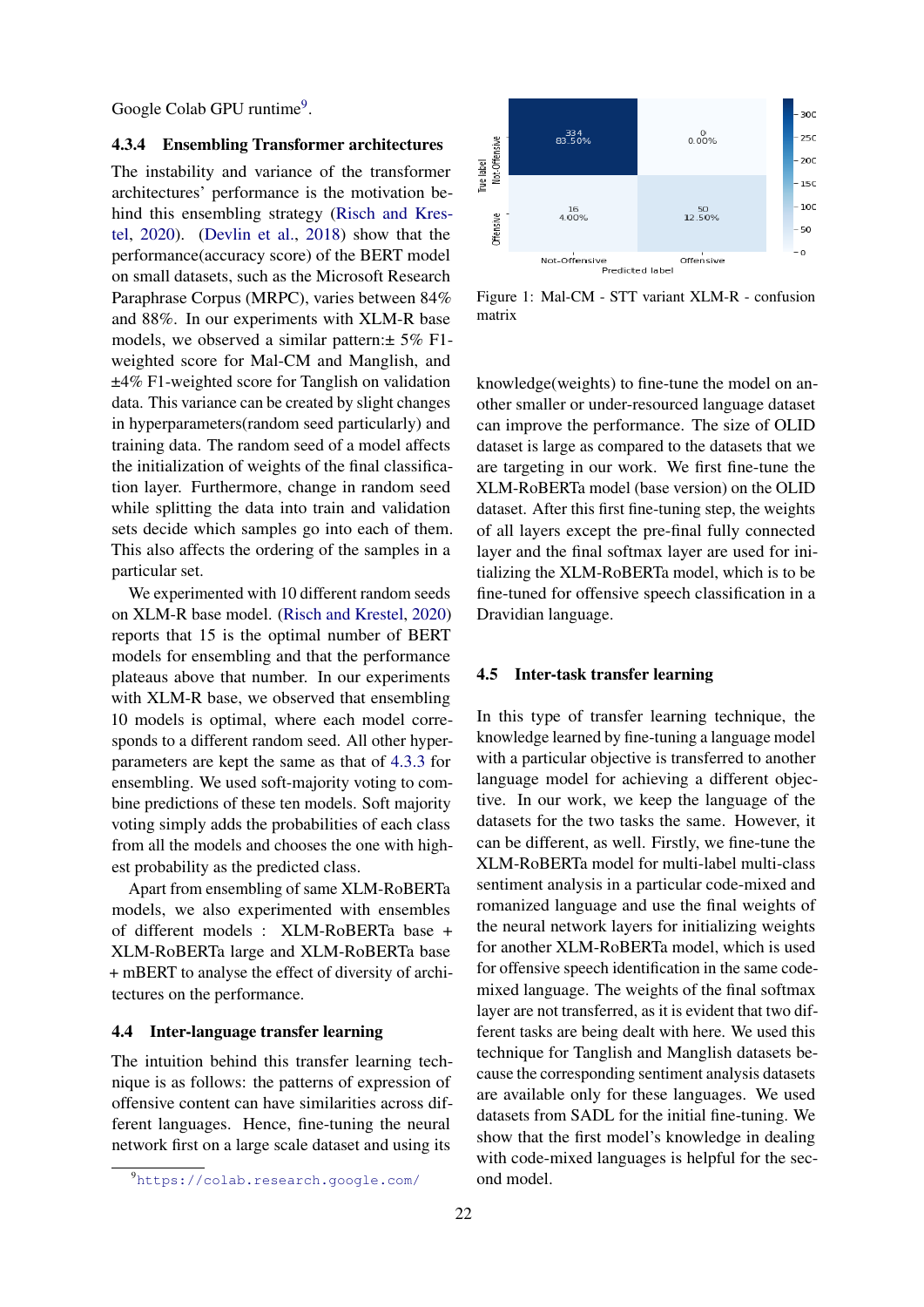Google Colab GPU runtime[9].

#### 4.3.4 Ensembling Transformer architectures

The instability and variance of the transformer architectures' performance is the motivation behind this ensembling strategy (Risch and Krestel, 2020). (Devlin et al., 2018) show that the performance(accuracy score) of the BERT model on small datasets, such as the Microsoft Research Paraphrase Corpus (MRPC), varies between 84% and 88%. In our experiments with XLM-R base models, we observed a similar pattern:± 5% F1-weighted score for Mal-CM and Manglish, and ±4% F1-weighted score for Tanglish on validation data. This variance can be created by slight changes in hyperparameters(random seed particularly) and training data. The random seed of a model affects the initialization of weights of the final classification layer. Furthermore, change in random seed while splitting the data into train and validation sets decide which samples go into each of them. This also affects the ordering of the samples in a particular set.

We experimented with 10 different random seeds on XLM-R base model. (Risch and Krestel, 2020) reports that 15 is the optimal number of BERT models for ensembling and that the performance plateaus above that number. In our experiments with XLM-R base, we observed that ensembling 10 models is optimal, where each model corresponds to a different random seed. All other hyperparameters are kept the same as that of 4.3.3 for ensembling. We used soft-majority voting to combine predictions of these ten models. Soft majority voting simply adds the probabilities of each class from all the models and chooses the one with highest probability as the predicted class.

Apart from ensembling of same XLM-RoBERTa models, we also experimented with ensembles of different models : XLM-RoBERTa base + XLM-RoBERTa large and XLM-RoBERTa base + mBERT to analyse the effect of diversity of architectures on the performance.

### 4.4 Inter-language transfer learning

The intuition behind this transfer learning technique is as follows: the patterns of expression of offensive content can have similarities across different languages. Hence, fine-tuning the neural network first on a large scale dataset and using its knowledge(weights) to fine-tune the model on another smaller or under-resourced language dataset can improve the performance. The size of OLID dataset is large as compared to the datasets that we are targeting in our work. We first fine-tune the XLM-RoBERTa model (base version) on the OLID dataset. After this first fine-tuning step, the weights of all layers except the pre-final fully connected layer and the final softmax layer are used for initializing the XLM-RoBERTa model, which is to be fine-tuned for offensive speech classification in a Dravidian language.

| True label \ Predicted label | Not-Offensive | Offensive |
|---|---|---|
| Not-Offensive | 334 (83.50%) | 0 (0.00%) |
| Offensive | 16 (4.00%) | 50 (12.50%) |

Figure 1: Mal-CM - STT variant XLM-R - confusion matrix

### 4.5 Inter-task transfer learning

In this type of transfer learning technique, the knowledge learned by fine-tuning a language model with a particular objective is transferred to another language model for achieving a different objective. In our work, we keep the language of the datasets for the two tasks the same. However, it can be different, as well. Firstly, we fine-tune the XLM-RoBERTa model for multi-label multi-class sentiment analysis in a particular code-mixed and romanized language and use the final weights of the neural network layers for initializing weights for another XLM-RoBERTa model, which is used for offensive speech identification in the same code-mixed language. The weights of the final softmax layer are not transferred, as it is evident that two different tasks are being dealt with here. We used this technique for Tanglish and Manglish datasets because the corresponding sentiment analysis datasets are available only for these languages. We used datasets from SADL for the initial fine-tuning. We show that the first model's knowledge in dealing with code-mixed languages is helpful for the second model.

[9] https://colab.research.google.com/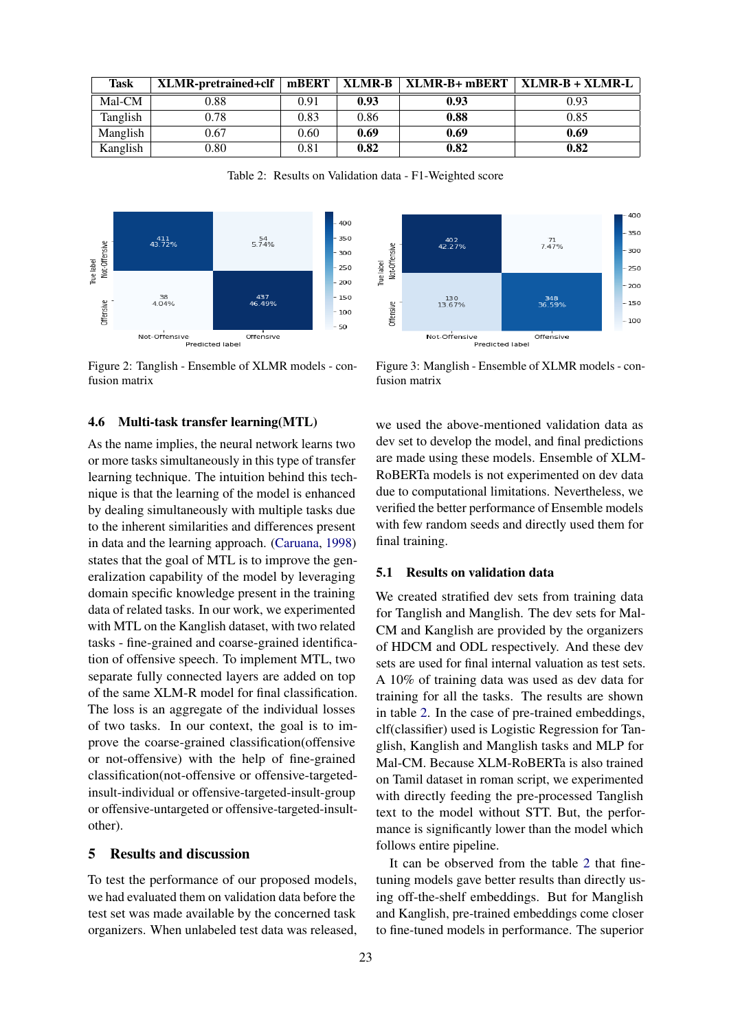| Task | XLMR-pretrained+clf | mBERT | XLMR-B | XLMR-B+ mBERT | XLMR-B + XLMR-L |
|---|---|---|---|---|---|
| Mal-CM | 0.88 | 0.91 | **0.93** | **0.93** | 0.93 |
| Tanglish | 0.78 | 0.83 | 0.86 | **0.88** | 0.85 |
| Manglish | 0.67 | 0.60 | **0.69** | **0.69** | **0.69** |
| Kanglish | 0.80 | 0.81 | **0.82** | **0.82** | **0.82** |

Table 2: Results on Validation data - F1-Weighted score

Figure 2: Tanglish - Ensemble of XLMR models - confusion matrix

Figure 3: Manglish - Ensemble of XLMR models - confusion matrix

### 4.6 Multi-task transfer learning(MTL)

As the name implies, the neural network learns two or more tasks simultaneously in this type of transfer learning technique. The intuition behind this technique is that the learning of the model is enhanced by dealing simultaneously with multiple tasks due to the inherent similarities and differences present in data and the learning approach. (Caruana, 1998) states that the goal of MTL is to improve the generalization capability of the model by leveraging domain specific knowledge present in the training data of related tasks. In our work, we experimented with MTL on the Kanglish dataset, with two related tasks - fine-grained and coarse-grained identification of offensive speech. To implement MTL, two separate fully connected layers are added on top of the same XLM-R model for final classification. The loss is an aggregate of the individual losses of two tasks. In our context, the goal is to improve the coarse-grained classification(offensive or not-offensive) with the help of fine-grained classification(not-offensive or offensive-targeted-insult-individual or offensive-targeted-insult-group or offensive-untargeted or offensive-targeted-insult-other).

## 5 Results and discussion

To test the performance of our proposed models, we had evaluated them on validation data before the test set was made available by the concerned task organizers. When unlabeled test data was released, we used the above-mentioned validation data as dev set to develop the model, and final predictions are made using these models. Ensemble of XLM-RoBERTa models is not experimented on dev data due to computational limitations. Nevertheless, we verified the better performance of Ensemble models with few random seeds and directly used them for final training.

### 5.1 Results on validation data

We created stratified dev sets from training data for Tanglish and Manglish. The dev sets for Mal-CM and Kanglish are provided by the organizers of HDCM and ODL respectively. And these dev sets are used for final internal valuation as test sets. A 10% of training data was used as dev data for training for all the tasks. The results are shown in table 2. In the case of pre-trained embeddings, clf(classifier) used is Logistic Regression for Tanglish, Kanglish and Manglish tasks and MLP for Mal-CM. Because XLM-RoBERTa is also trained on Tamil dataset in roman script, we experimented with directly feeding the pre-processed Tanglish text to the model without STT. But, the performance is significantly lower than the model which follows entire pipeline.

It can be observed from the table 2 that fine-tuning models gave better results than directly using off-the-shelf embeddings. But for Manglish and Kanglish, pre-trained embeddings come closer to fine-tuned models in performance. The superior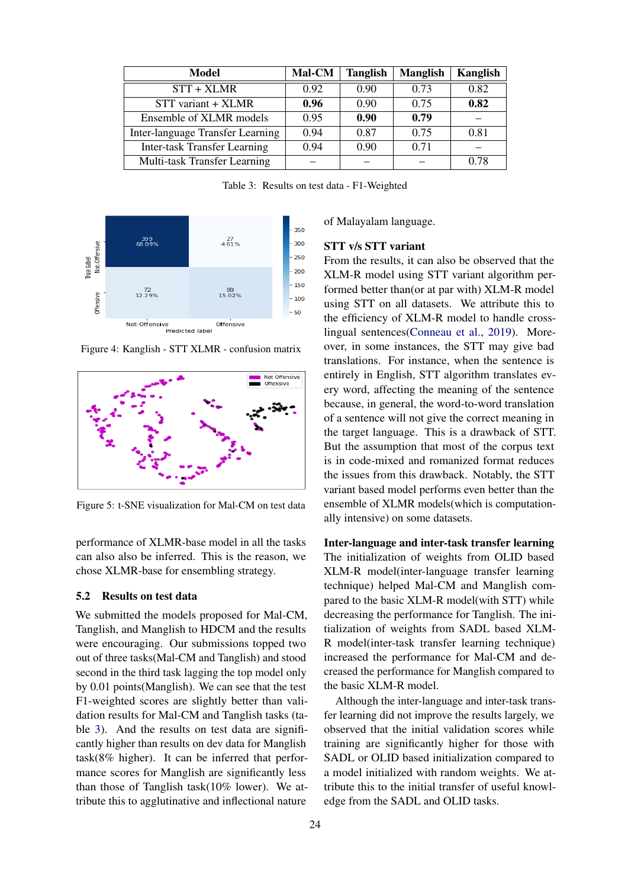| Model | Mal-CM | Tanglish | Manglish | Kanglish |
|---|---|---|---|---|
| STT + XLMR | 0.92 | 0.90 | 0.73 | 0.82 |
| STT variant + XLMR | **0.96** | 0.90 | 0.75 | **0.82** |
| Ensemble of XLMR models | 0.95 | **0.90** | **0.79** | – |
| Inter-language Transfer Learning | 0.94 | 0.87 | 0.75 | 0.81 |
| Inter-task Transfer Learning | 0.94 | 0.90 | 0.71 | – |
| Multi-task Transfer Learning | – | – | – | 0.78 |

Table 3: Results on test data - F1-Weighted

Figure 4: Kanglish - STT XLMR - confusion matrix

Figure 5: t-SNE visualization for Mal-CM on test data

performance of XLMR-base model in all the tasks can also also be inferred. This is the reason, we chose XLMR-base for ensembling strategy.

### 5.2 Results on test data

We submitted the models proposed for Mal-CM, Tanglish, and Manglish to HDCM and the results were encouraging. Our submissions topped two out of three tasks(Mal-CM and Tanglish) and stood second in the third task lagging the top model only by 0.01 points(Manglish). We can see that the test F1-weighted scores are slightly better than validation results for Mal-CM and Tanglish tasks (table 3). And the results on test data are significantly higher than results on dev data for Manglish task(8% higher). It can be inferred that performance scores for Manglish are significantly less than those of Tanglish task(10% lower). We attribute this to agglutinative and inflectional nature of Malayalam language.

**STT v/s STT variant**
From the results, it can also be observed that the XLM-R model using STT variant algorithm performed better than(or at par with) XLM-R model using STT on all datasets. We attribute this to the efficiency of XLM-R to handle cross-lingual sentences(Conneau et al., 2019). Moreover, in some instances, the STT may give bad translations. For instance, when the sentence is entirely in English, STT algorithm translates every word, affecting the meaning of the sentence because, in general, the word-to-word translation of a sentence will not give the correct meaning in the target language. This is a drawback of STT. But the assumption that most of the corpus text is in code-mixed and romanized format reduces the issues from this drawback. Notably, the STT variant based model performs even better than the ensemble of XLMR models(which is computationally intensive) on some datasets.

**Inter-language and inter-task transfer learning**
The initialization of weights from OLID based XLM-R model(inter-language transfer learning technique) helped Mal-CM and Manglish compared to the basic XLM-R model(with STT) while decreasing the performance for Tanglish. The initialization of weights from SADL based XLM-R model(inter-task transfer learning technique) increased the performance for Mal-CM and decreased the performance for Manglish compared to the basic XLM-R model.

Although the inter-language and inter-task transfer learning did not improve the results largely, we observed that the initial validation scores while training are significantly higher for those with SADL or OLID based initialization compared to a model initialized with random weights. We attribute this to the initial transfer of useful knowledge from the SADL and OLID tasks.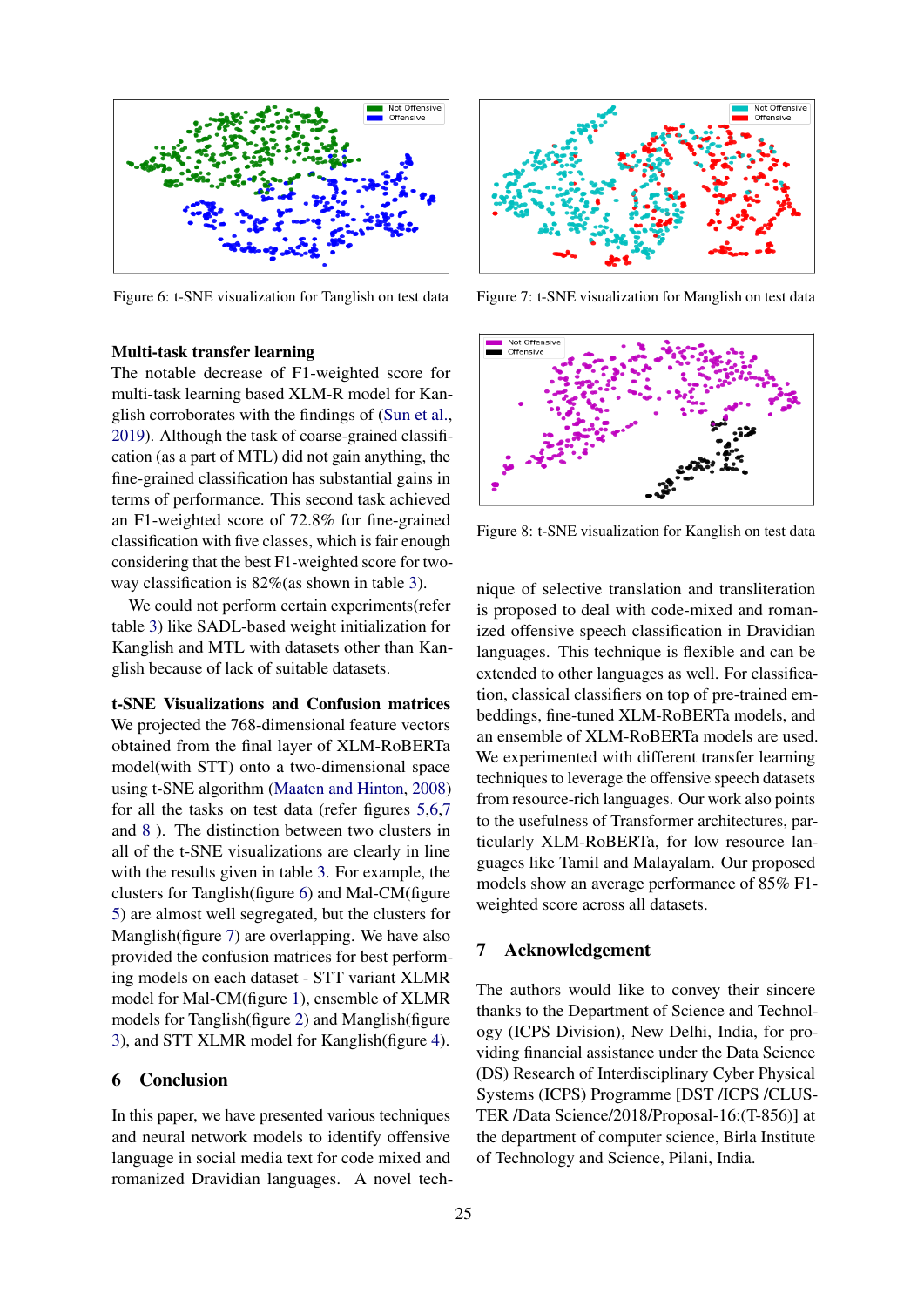Figure 6: t-SNE visualization for Tanglish on test data

Figure 7: t-SNE visualization for Manglish on test data

Figure 8: t-SNE visualization for Kanglish on test data

**Multi-task transfer learning**
The notable decrease of F1-weighted score for multi-task learning based XLM-R model for Kanglish corroborates with the findings of (Sun et al., 2019). Although the task of coarse-grained classification (as a part of MTL) did not gain anything, the fine-grained classification has substantial gains in terms of performance. This second task achieved an F1-weighted score of 72.8% for fine-grained classification with five classes, which is fair enough considering that the best F1-weighted score for two-way classification is 82%(as shown in table 3).

We could not perform certain experiments(refer table 3) like SADL-based weight initialization for Kanglish and MTL with datasets other than Kanglish because of lack of suitable datasets.

**t-SNE Visualizations and Confusion matrices**
We projected the 768-dimensional feature vectors obtained from the final layer of XLM-RoBERTa model(with STT) onto a two-dimensional space using t-SNE algorithm (Maaten and Hinton, 2008) for all the tasks on test data (refer figures 5,6,7 and 8 ). The distinction between two clusters in all of the t-SNE visualizations are clearly in line with the results given in table 3. For example, the clusters for Tanglish(figure 6) and Mal-CM(figure 5) are almost well segregated, but the clusters for Manglish(figure 7) are overlapping. We have also provided the confusion matrices for best performing models on each dataset - STT variant XLMR model for Mal-CM(figure 1), ensemble of XLMR models for Tanglish(figure 2) and Manglish(figure 3), and STT XLMR model for Kanglish(figure 4).

## 6 Conclusion

In this paper, we have presented various techniques and neural network models to identify offensive language in social media text for code mixed and romanized Dravidian languages. A novel technique of selective translation and transliteration is proposed to deal with code-mixed and romanized offensive speech classification in Dravidian languages. This technique is flexible and can be extended to other languages as well. For classification, classical classifiers on top of pre-trained embeddings, fine-tuned XLM-RoBERTa models, and an ensemble of XLM-RoBERTa models are used. We experimented with different transfer learning techniques to leverage the offensive speech datasets from resource-rich languages. Our work also points to the usefulness of Transformer architectures, particularly XLM-RoBERTa, for low resource languages like Tamil and Malayalam. Our proposed models show an average performance of 85% F1-weighted score across all datasets.

## 7 Acknowledgement

The authors would like to convey their sincere thanks to the Department of Science and Technology (ICPS Division), New Delhi, India, for providing financial assistance under the Data Science (DS) Research of Interdisciplinary Cyber Physical Systems (ICPS) Programme [DST /ICPS /CLUSTER /Data Science/2018/Proposal-16:(T-856)] at the department of computer science, Birla Institute of Technology and Science, Pilani, India.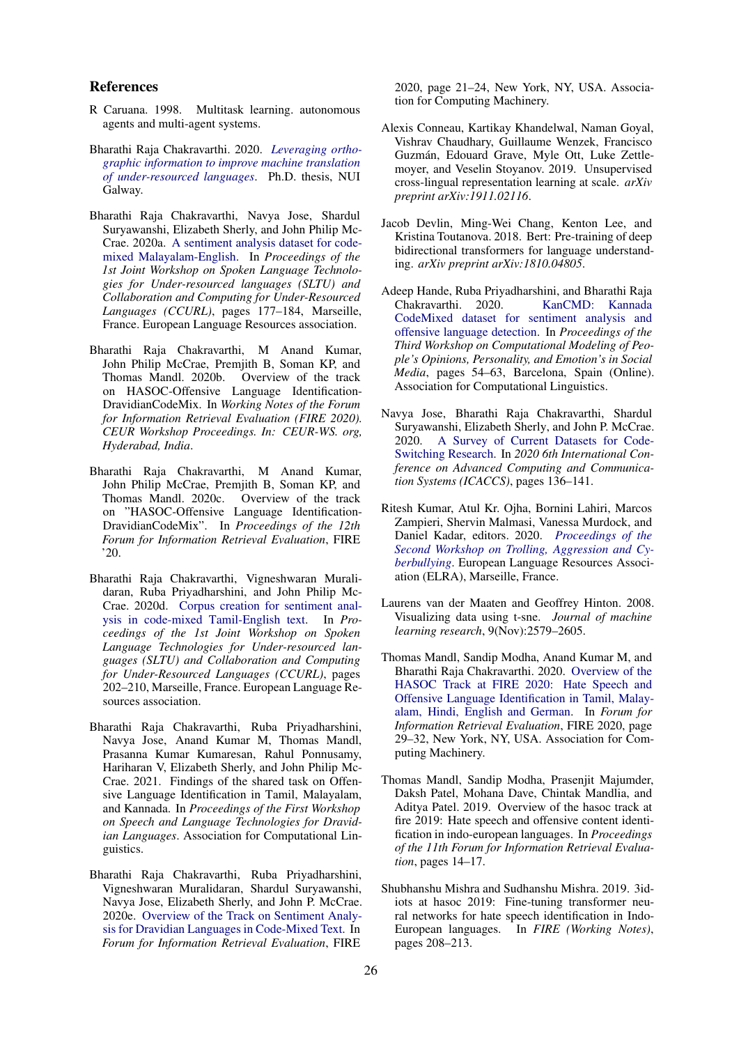## References

R Caruana. 1998. Multitask learning. autonomous agents and multi-agent systems.

Bharathi Raja Chakravarthi. 2020. *Leveraging orthographic information to improve machine translation of under-resourced languages*. Ph.D. thesis, NUI Galway.

Bharathi Raja Chakravarthi, Navya Jose, Shardul Suryawanshi, Elizabeth Sherly, and John Philip McCrae. 2020a. A sentiment analysis dataset for code-mixed Malayalam-English. In *Proceedings of the 1st Joint Workshop on Spoken Language Technologies for Under-resourced languages (SLTU) and Collaboration and Computing for Under-Resourced Languages (CCURL)*, pages 177–184, Marseille, France. European Language Resources association.

Bharathi Raja Chakravarthi, M Anand Kumar, John Philip McCrae, Premjith B, Soman KP, and Thomas Mandl. 2020b. Overview of the track on HASOC-Offensive Language Identification-DravidianCodeMix. In *Working Notes of the Forum for Information Retrieval Evaluation (FIRE 2020). CEUR Workshop Proceedings. In: CEUR-WS. org, Hyderabad, India*.

Bharathi Raja Chakravarthi, M Anand Kumar, John Philip McCrae, Premjith B, Soman KP, and Thomas Mandl. 2020c. Overview of the track on "HASOC-Offensive Language Identification-DravidianCodeMix". In *Proceedings of the 12th Forum for Information Retrieval Evaluation*, FIRE '20.

Bharathi Raja Chakravarthi, Vigneshwaran Muralidaran, Ruba Priyadharshini, and John Philip McCrae. 2020d. Corpus creation for sentiment analysis in code-mixed Tamil-English text. In *Proceedings of the 1st Joint Workshop on Spoken Language Technologies for Under-resourced languages (SLTU) and Collaboration and Computing for Under-Resourced Languages (CCURL)*, pages 202–210, Marseille, France. European Language Resources association.

Bharathi Raja Chakravarthi, Ruba Priyadharshini, Navya Jose, Anand Kumar M, Thomas Mandl, Prasanna Kumar Kumaresan, Rahul Ponnusamy, Hariharan V, Elizabeth Sherly, and John Philip McCrae. 2021. Findings of the shared task on Offensive Language Identification in Tamil, Malayalam, and Kannada. In *Proceedings of the First Workshop on Speech and Language Technologies for Dravidian Languages*. Association for Computational Linguistics.

Bharathi Raja Chakravarthi, Ruba Priyadharshini, Vigneshwaran Muralidaran, Shardul Suryawanshi, Navya Jose, Elizabeth Sherly, and John P. McCrae. 2020e. Overview of the Track on Sentiment Analysis for Dravidian Languages in Code-Mixed Text. In *Forum for Information Retrieval Evaluation*, FIRE 2020, page 21–24, New York, NY, USA. Association for Computing Machinery.

Alexis Conneau, Kartikay Khandelwal, Naman Goyal, Vishrav Chaudhary, Guillaume Wenzek, Francisco Guzmán, Edouard Grave, Myle Ott, Luke Zettlemoyer, and Veselin Stoyanov. 2019. Unsupervised cross-lingual representation learning at scale. *arXiv preprint arXiv:1911.02116*.

Jacob Devlin, Ming-Wei Chang, Kenton Lee, and Kristina Toutanova. 2018. Bert: Pre-training of deep bidirectional transformers for language understanding. *arXiv preprint arXiv:1810.04805*.

Adeep Hande, Ruba Priyadharshini, and Bharathi Raja Chakravarthi. 2020. KanCMD: Kannada CodeMixed dataset for sentiment analysis and offensive language detection. In *Proceedings of the Third Workshop on Computational Modeling of People's Opinions, Personality, and Emotion's in Social Media*, pages 54–63, Barcelona, Spain (Online). Association for Computational Linguistics.

Navya Jose, Bharathi Raja Chakravarthi, Shardul Suryawanshi, Elizabeth Sherly, and John P. McCrae. 2020. A Survey of Current Datasets for Code-Switching Research. In *2020 6th International Conference on Advanced Computing and Communication Systems (ICACCS)*, pages 136–141.

Ritesh Kumar, Atul Kr. Ojha, Bornini Lahiri, Marcos Zampieri, Shervin Malmasi, Vanessa Murdock, and Daniel Kadar, editors. 2020. *Proceedings of the Second Workshop on Trolling, Aggression and Cyberbullying*. European Language Resources Association (ELRA), Marseille, France.

Laurens van der Maaten and Geoffrey Hinton. 2008. Visualizing data using t-sne. *Journal of machine learning research*, 9(Nov):2579–2605.

Thomas Mandl, Sandip Modha, Anand Kumar M, and Bharathi Raja Chakravarthi. 2020. Overview of the HASOC Track at FIRE 2020: Hate Speech and Offensive Language Identification in Tamil, Malayalam, Hindi, English and German. In *Forum for Information Retrieval Evaluation*, FIRE 2020, page 29–32, New York, NY, USA. Association for Computing Machinery.

Thomas Mandl, Sandip Modha, Prasenjit Majumder, Daksh Patel, Mohana Dave, Chintak Mandlia, and Aditya Patel. 2019. Overview of the hasoc track at fire 2019: Hate speech and offensive content identification in indo-european languages. In *Proceedings of the 11th Forum for Information Retrieval Evaluation*, pages 14–17.

Shubhanshu Mishra and Sudhanshu Mishra. 2019. 3idiots at hasoc 2019: Fine-tuning transformer neural networks for hate speech identification in Indo-European languages. In *FIRE (Working Notes)*, pages 208–213.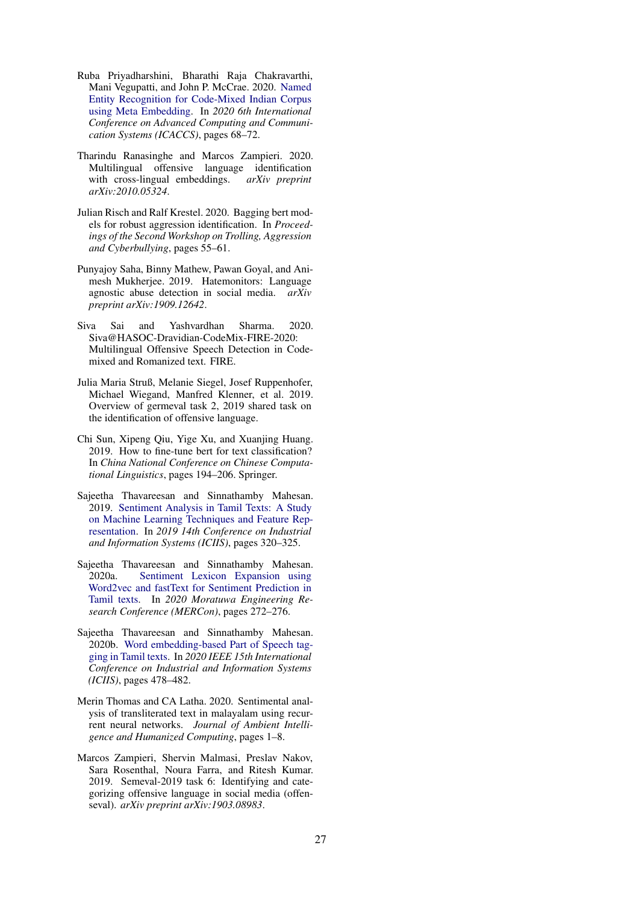Ruba Priyadharshini, Bharathi Raja Chakravarthi, Mani Vegupatti, and John P. McCrae. 2020. Named Entity Recognition for Code-Mixed Indian Corpus using Meta Embedding. In *2020 6th International Conference on Advanced Computing and Communication Systems (ICACCS)*, pages 68–72.

Tharindu Ranasinghe and Marcos Zampieri. 2020. Multilingual offensive language identification with cross-lingual embeddings. *arXiv preprint arXiv:2010.05324*.

Julian Risch and Ralf Krestel. 2020. Bagging bert models for robust aggression identification. In *Proceedings of the Second Workshop on Trolling, Aggression and Cyberbullying*, pages 55–61.

Punyajoy Saha, Binny Mathew, Pawan Goyal, and Animesh Mukherjee. 2019. Hatemonitors: Language agnostic abuse detection in social media. *arXiv preprint arXiv:1909.12642*.

Siva Sai and Yashvardhan Sharma. 2020. Siva@HASOC-Dravidian-CodeMix-FIRE-2020: Multilingual Offensive Speech Detection in Code-mixed and Romanized text. FIRE.

Julia Maria Struß, Melanie Siegel, Josef Ruppenhofer, Michael Wiegand, Manfred Klenner, et al. 2019. Overview of germeval task 2, 2019 shared task on the identification of offensive language.

Chi Sun, Xipeng Qiu, Yige Xu, and Xuanjing Huang. 2019. How to fine-tune bert for text classification? In *China National Conference on Chinese Computational Linguistics*, pages 194–206. Springer.

Sajeetha Thavareesan and Sinnathamby Mahesan. 2019. Sentiment Analysis in Tamil Texts: A Study on Machine Learning Techniques and Feature Representation. In *2019 14th Conference on Industrial and Information Systems (ICIIS)*, pages 320–325.

Sajeetha Thavareesan and Sinnathamby Mahesan. 2020a. Sentiment Lexicon Expansion using Word2vec and fastText for Sentiment Prediction in Tamil texts. In *2020 Moratuwa Engineering Research Conference (MERCon)*, pages 272–276.

Sajeetha Thavareesan and Sinnathamby Mahesan. 2020b. Word embedding-based Part of Speech tagging in Tamil texts. In *2020 IEEE 15th International Conference on Industrial and Information Systems (ICIIS)*, pages 478–482.

Merin Thomas and CA Latha. 2020. Sentimental analysis of transliterated text in malayalam using recurrent neural networks. *Journal of Ambient Intelligence and Humanized Computing*, pages 1–8.

Marcos Zampieri, Shervin Malmasi, Preslav Nakov, Sara Rosenthal, Noura Farra, and Ritesh Kumar. 2019. Semeval-2019 task 6: Identifying and categorizing offensive language in social media (offenseval). *arXiv preprint arXiv:1903.08983*.